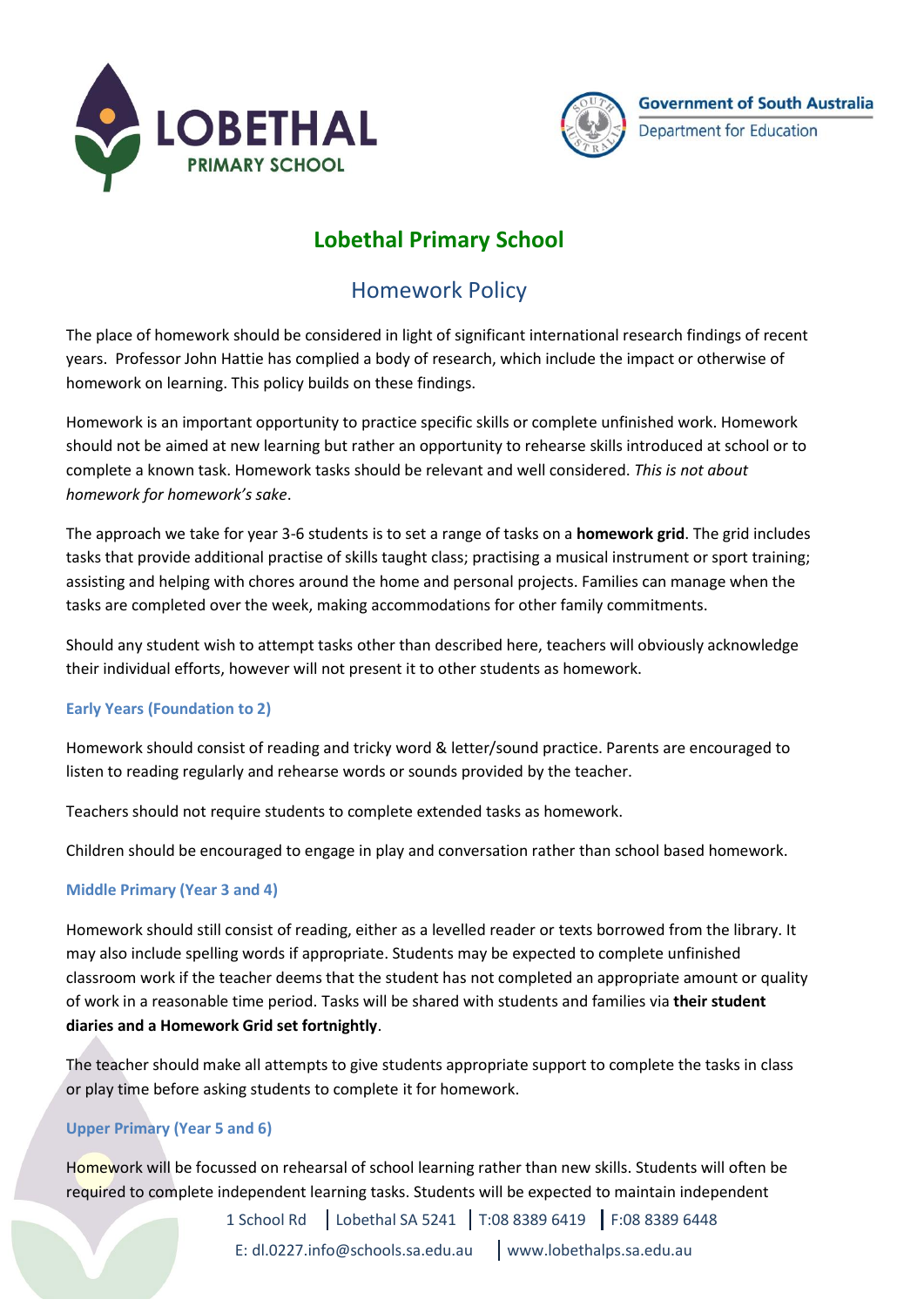# Lobethal Primary School

## Homework Policy

The place of homework should be considered in light of significant international research findings of recent years. Professor John Hattie has complied a body of research, which include the impact or otherwise of homework on learning. This policy builds on these findings.

Homework is an important opportunity to practice specific skills or complete unfinished work. Homework should not be aimed at new learning but rather an opportunity to rehearse skills introduced at school or to complete a known task. Homework tasks should be relevant and well considered. *This is not about homework for homework's sake*.

The approach we take for year 3-6 students is to set a range of tasks on a **homework grid**. The grid includes tasks that provide additional practise of skills taught class; practising a musical instrument or sport training; assisting and helping with chores around the home and personal projects. Families can manage when the tasks are completed over the week, making accommodations for other family commitments.

Should any student wish to attempt tasks other than described here, teachers will obviously acknowledge their individual efforts, however will not present it to other students as homework.

### Early Years (Foundation to 2)

Homework should consist of reading and tricky word & letter/sound practice. Parents are encouraged to listen to reading regularly and rehearse words or sounds provided by the teacher.

Teachers should not require students to complete extended tasks as homework.

Children should be encouraged to engage in play and conversation rather than school based homework.

### Middle Primary (Year 3 and 4)

Homework should still consist of reading, either as a levelled reader or texts borrowed from the library. It may also include spelling words if appropriate. Students may be expected to complete unfinished classroom work if the teacher deems that the student has not completed an appropriate amount or quality of work in a reasonable time period. Tasks will be shared with students and families via **their student diaries and a Homework Grid set fortnightly**.

The teacher should make all attempts to give students appropriate support to complete the tasks in class or play time before asking students to complete it for homework.

### Upper Primary (Year 5 and 6)

Homework will be focussed on rehearsal of school learning rather than new skills. Students will often be required to complete independent learning tasks. Students will be expected to maintain independent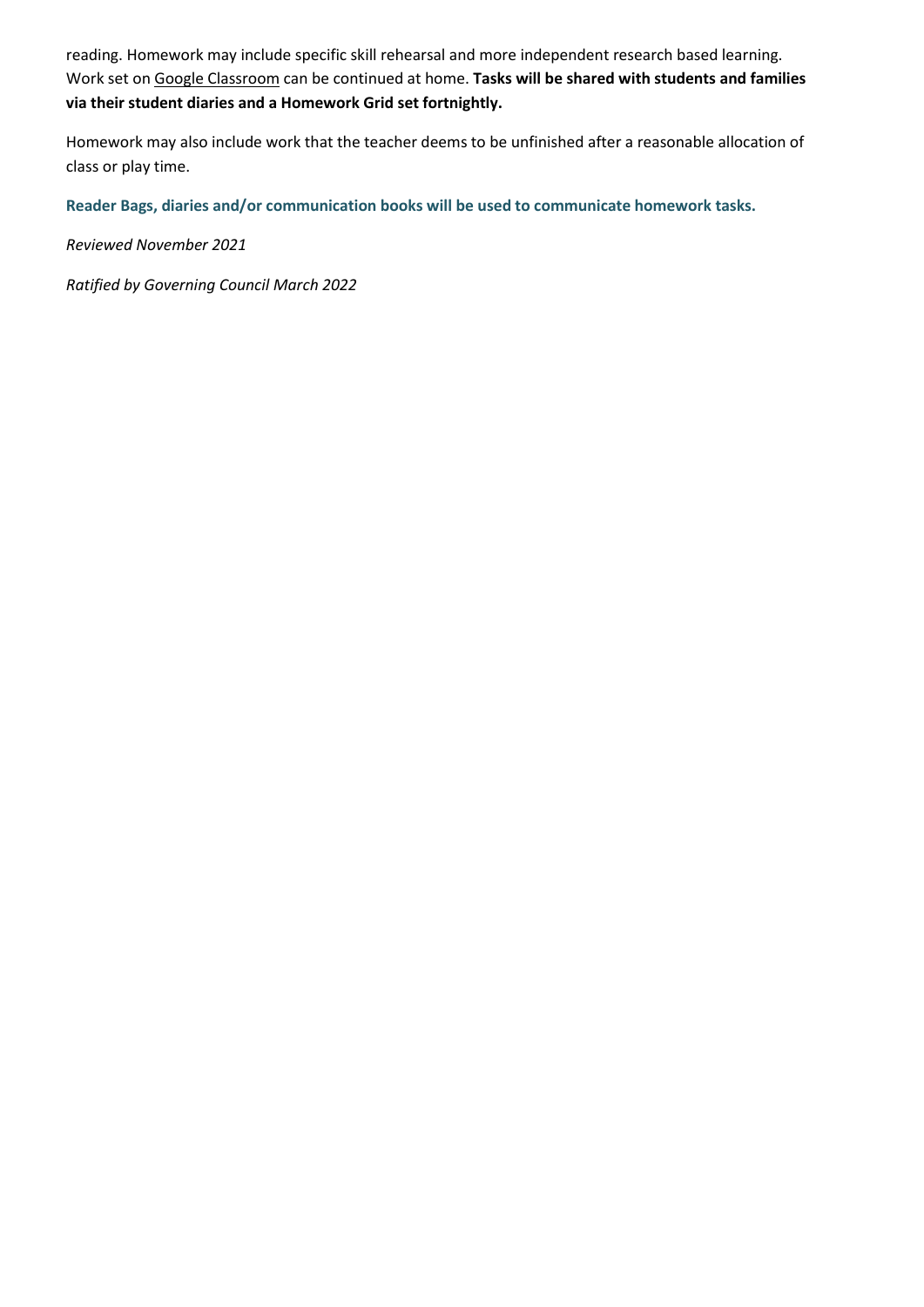reading. Homework may include specific skill rehearsal and more independent research based learning. Work set on Google Classroom can be continued at home. **Tasks will be shared with students and families via their student diaries and a Homework Grid set fortnightly.**

Homework may also include work that the teacher deems to be unfinished after a reasonable allocation of class or play time.

**Reader Bags, diaries and/or communication books will be used to communicate homework tasks.**

*Reviewed November 2021*

*Ratified by Governing Council March 2022*